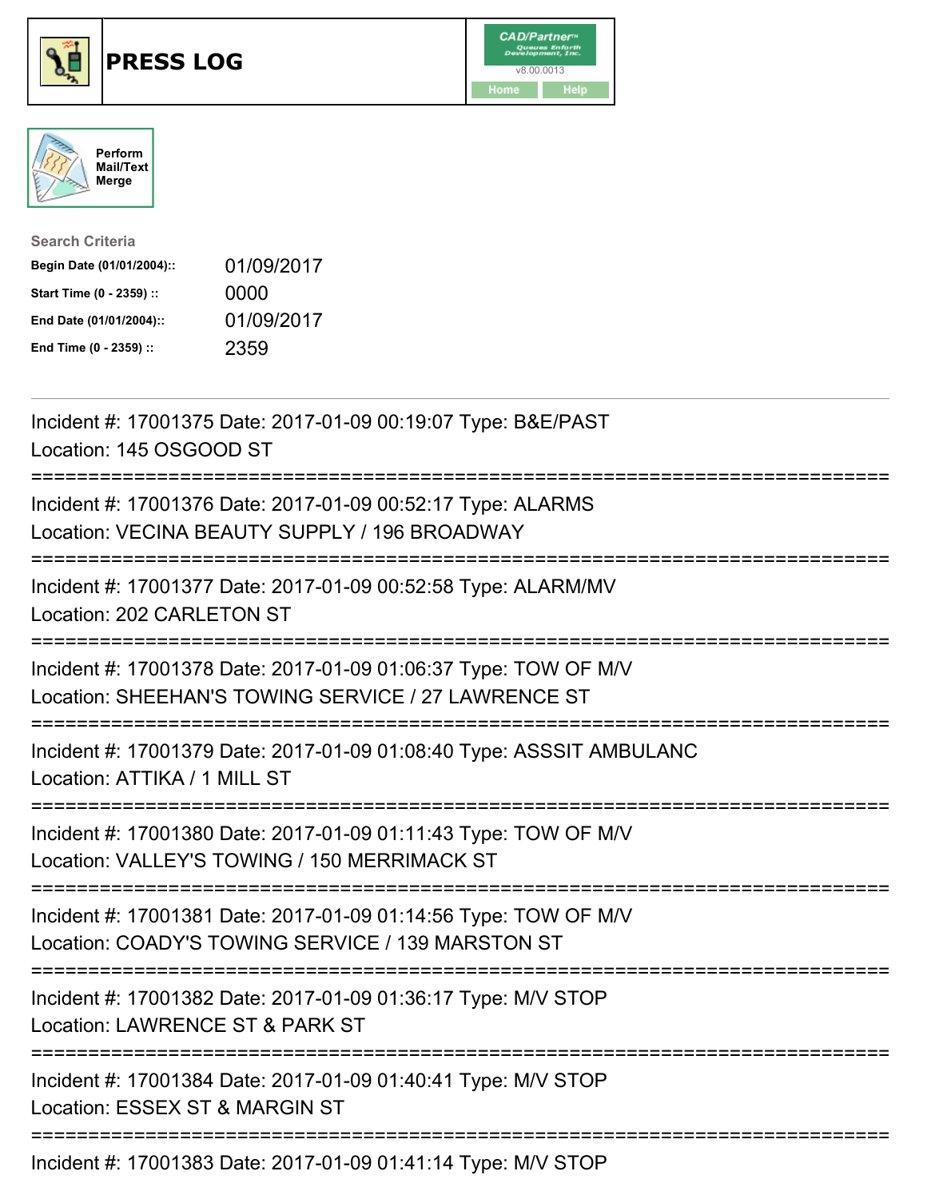# PRESS LOG

Perform Mail/Text Merge

**Search Criteria**

| | |
|---|---|
| **Begin Date (01/01/2004)::** | 01/09/2017 |
| **Start Time (0 - 2359) ::** | 0000 |
| **End Date (01/01/2004)::** | 01/09/2017 |
| **End Time (0 - 2359) ::** | 2359 |

---

Incident #: 17001375 Date: 2017-01-09 00:19:07 Type: B&E/PAST
Location: 145 OSGOOD ST

===========================================================================

Incident #: 17001376 Date: 2017-01-09 00:52:17 Type: ALARMS
Location: VECINA BEAUTY SUPPLY / 196 BROADWAY

===========================================================================

Incident #: 17001377 Date: 2017-01-09 00:52:58 Type: ALARM/MV
Location: 202 CARLETON ST

===========================================================================

Incident #: 17001378 Date: 2017-01-09 01:06:37 Type: TOW OF M/V
Location: SHEEHAN'S TOWING SERVICE / 27 LAWRENCE ST

===========================================================================

Incident #: 17001379 Date: 2017-01-09 01:08:40 Type: ASSSIT AMBULANC
Location: ATTIKA / 1 MILL ST

===========================================================================

Incident #: 17001380 Date: 2017-01-09 01:11:43 Type: TOW OF M/V
Location: VALLEY'S TOWING / 150 MERRIMACK ST

===========================================================================

Incident #: 17001381 Date: 2017-01-09 01:14:56 Type: TOW OF M/V
Location: COADY'S TOWING SERVICE / 139 MARSTON ST

===========================================================================

Incident #: 17001382 Date: 2017-01-09 01:36:17 Type: M/V STOP
Location: LAWRENCE ST & PARK ST

===========================================================================

Incident #: 17001384 Date: 2017-01-09 01:40:41 Type: M/V STOP
Location: ESSEX ST & MARGIN ST

===========================================================================

Incident #: 17001383 Date: 2017-01-09 01:41:14 Type: M/V STOP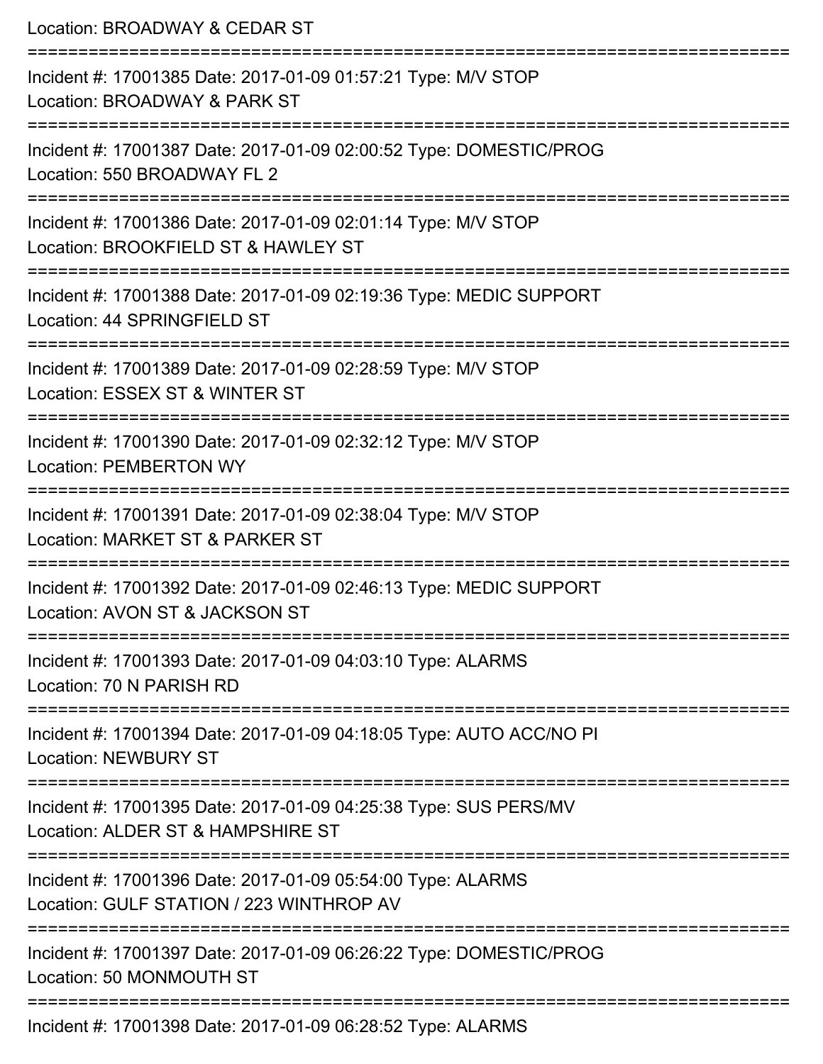Location: BROADWAY & CEDAR ST

===========================================================================

Incident #: 17001385 Date: 2017-01-09 01:57:21 Type: M/V STOP

Location: BROADWAY & PARK ST

===========================================================================

Incident #: 17001387 Date: 2017-01-09 02:00:52 Type: DOMESTIC/PROG

Location: 550 BROADWAY FL 2

===========================================================================

Incident #: 17001386 Date: 2017-01-09 02:01:14 Type: M/V STOP

Location: BROOKFIELD ST & HAWLEY ST

===========================================================================

Incident #: 17001388 Date: 2017-01-09 02:19:36 Type: MEDIC SUPPORT

Location: 44 SPRINGFIELD ST

===========================================================================

Incident #: 17001389 Date: 2017-01-09 02:28:59 Type: M/V STOP

Location: ESSEX ST & WINTER ST

===========================================================================

Incident #: 17001390 Date: 2017-01-09 02:32:12 Type: M/V STOP

Location: PEMBERTON WY

===========================================================================

Incident #: 17001391 Date: 2017-01-09 02:38:04 Type: M/V STOP

Location: MARKET ST & PARKER ST

===========================================================================

Incident #: 17001392 Date: 2017-01-09 02:46:13 Type: MEDIC SUPPORT

Location: AVON ST & JACKSON ST

===========================================================================

Incident #: 17001393 Date: 2017-01-09 04:03:10 Type: ALARMS

Location: 70 N PARISH RD

===========================================================================

Incident #: 17001394 Date: 2017-01-09 04:18:05 Type: AUTO ACC/NO PI

Location: NEWBURY ST

===========================================================================

Incident #: 17001395 Date: 2017-01-09 04:25:38 Type: SUS PERS/MV

Location: ALDER ST & HAMPSHIRE ST

===========================================================================

Incident #: 17001396 Date: 2017-01-09 05:54:00 Type: ALARMS

Location: GULF STATION / 223 WINTHROP AV

===========================================================================

Incident #: 17001397 Date: 2017-01-09 06:26:22 Type: DOMESTIC/PROG

Location: 50 MONMOUTH ST

===========================================================================

Incident #: 17001398 Date: 2017-01-09 06:28:52 Type: ALARMS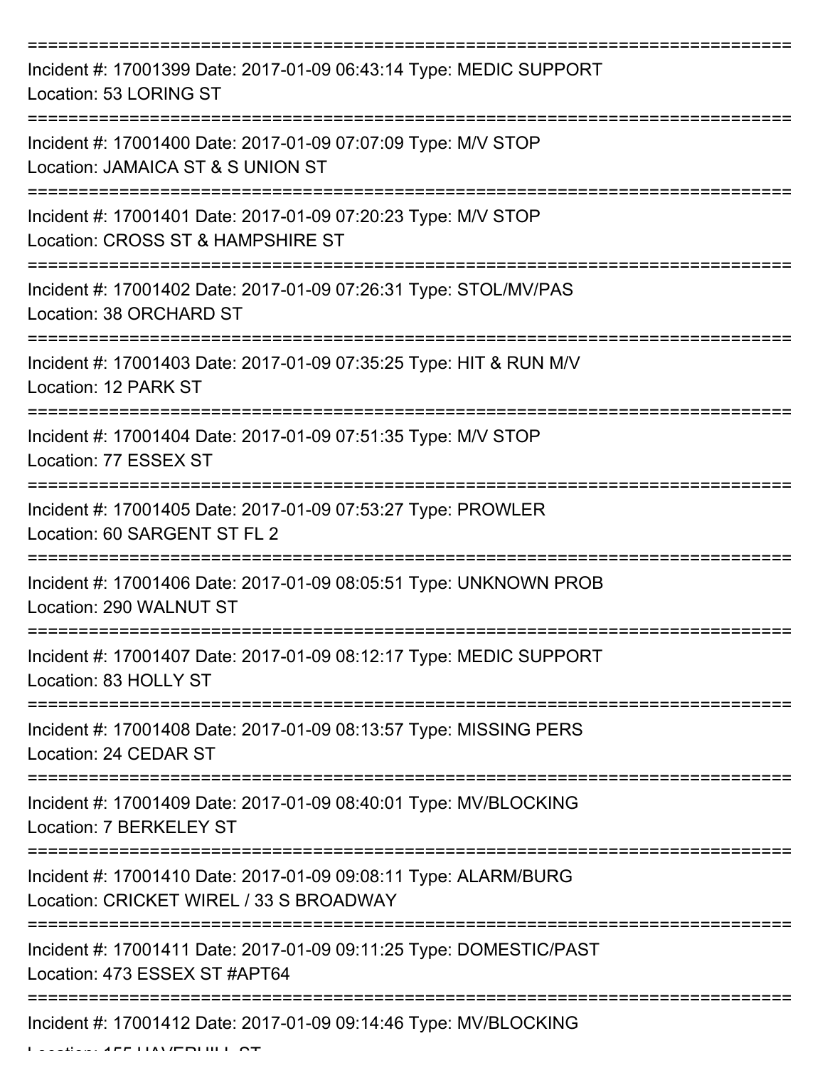===========================================================================
Incident #: 17001399 Date: 2017-01-09 06:43:14 Type: MEDIC SUPPORT
Location: 53 LORING ST
===========================================================================
Incident #: 17001400 Date: 2017-01-09 07:07:09 Type: M/V STOP
Location: JAMAICA ST & S UNION ST
===========================================================================
Incident #: 17001401 Date: 2017-01-09 07:20:23 Type: M/V STOP
Location: CROSS ST & HAMPSHIRE ST
===========================================================================
Incident #: 17001402 Date: 2017-01-09 07:26:31 Type: STOL/MV/PAS
Location: 38 ORCHARD ST
===========================================================================
Incident #: 17001403 Date: 2017-01-09 07:35:25 Type: HIT & RUN M/V
Location: 12 PARK ST
===========================================================================
Incident #: 17001404 Date: 2017-01-09 07:51:35 Type: M/V STOP
Location: 77 ESSEX ST
===========================================================================
Incident #: 17001405 Date: 2017-01-09 07:53:27 Type: PROWLER
Location: 60 SARGENT ST FL 2
===========================================================================
Incident #: 17001406 Date: 2017-01-09 08:05:51 Type: UNKNOWN PROB
Location: 290 WALNUT ST
===========================================================================
Incident #: 17001407 Date: 2017-01-09 08:12:17 Type: MEDIC SUPPORT
Location: 83 HOLLY ST
===========================================================================
Incident #: 17001408 Date: 2017-01-09 08:13:57 Type: MISSING PERS
Location: 24 CEDAR ST
===========================================================================
Incident #: 17001409 Date: 2017-01-09 08:40:01 Type: MV/BLOCKING
Location: 7 BERKELEY ST
===========================================================================
Incident #: 17001410 Date: 2017-01-09 09:08:11 Type: ALARM/BURG
Location: CRICKET WIREL / 33 S BROADWAY
===========================================================================
Incident #: 17001411 Date: 2017-01-09 09:11:25 Type: DOMESTIC/PAST
Location: 473 ESSEX ST #APT64
===========================================================================
Incident #: 17001412 Date: 2017-01-09 09:14:46 Type: MV/BLOCKING
Location: 155 HAVERHILL ST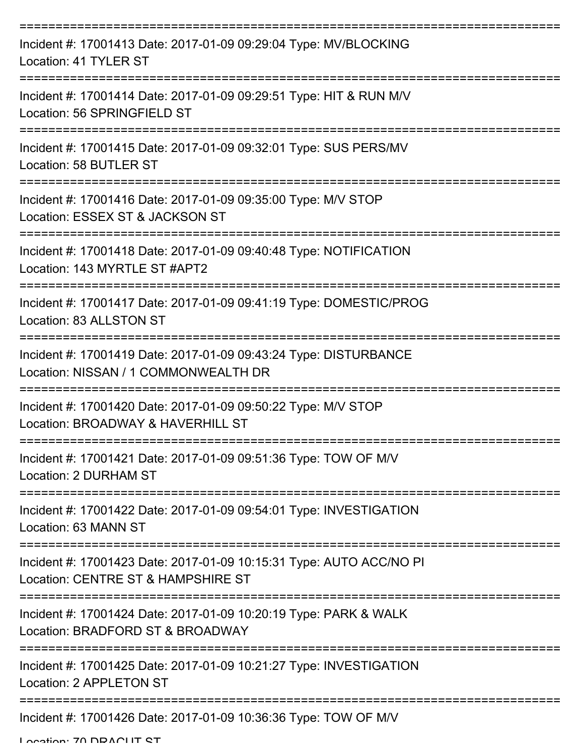===========================================================================
Incident #: 17001413 Date: 2017-01-09 09:29:04 Type: MV/BLOCKING
Location: 41 TYLER ST
===========================================================================
Incident #: 17001414 Date: 2017-01-09 09:29:51 Type: HIT & RUN M/V
Location: 56 SPRINGFIELD ST
===========================================================================
Incident #: 17001415 Date: 2017-01-09 09:32:01 Type: SUS PERS/MV
Location: 58 BUTLER ST
===========================================================================
Incident #: 17001416 Date: 2017-01-09 09:35:00 Type: M/V STOP
Location: ESSEX ST & JACKSON ST
===========================================================================
Incident #: 17001418 Date: 2017-01-09 09:40:48 Type: NOTIFICATION
Location: 143 MYRTLE ST #APT2
===========================================================================
Incident #: 17001417 Date: 2017-01-09 09:41:19 Type: DOMESTIC/PROG
Location: 83 ALLSTON ST
===========================================================================
Incident #: 17001419 Date: 2017-01-09 09:43:24 Type: DISTURBANCE
Location: NISSAN / 1 COMMONWEALTH DR
===========================================================================
Incident #: 17001420 Date: 2017-01-09 09:50:22 Type: M/V STOP
Location: BROADWAY & HAVERHILL ST
===========================================================================
Incident #: 17001421 Date: 2017-01-09 09:51:36 Type: TOW OF M/V
Location: 2 DURHAM ST
===========================================================================
Incident #: 17001422 Date: 2017-01-09 09:54:01 Type: INVESTIGATION
Location: 63 MANN ST
===========================================================================
Incident #: 17001423 Date: 2017-01-09 10:15:31 Type: AUTO ACC/NO PI
Location: CENTRE ST & HAMPSHIRE ST
===========================================================================
Incident #: 17001424 Date: 2017-01-09 10:20:19 Type: PARK & WALK
Location: BRADFORD ST & BROADWAY
===========================================================================
Incident #: 17001425 Date: 2017-01-09 10:21:27 Type: INVESTIGATION
Location: 2 APPLETON ST
===========================================================================
Incident #: 17001426 Date: 2017-01-09 10:36:36 Type: TOW OF M/V
Location: 70 DRACUT ST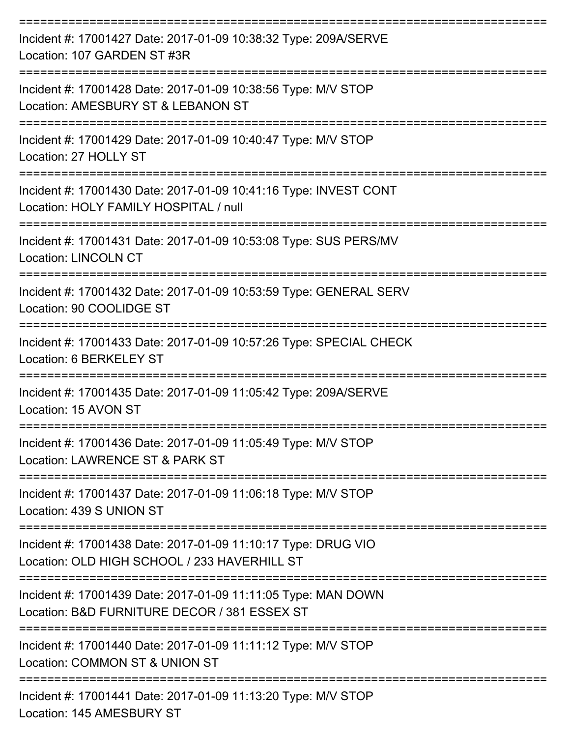===========================================================================
Incident #: 17001427 Date: 2017-01-09 10:38:32 Type: 209A/SERVE
Location: 107 GARDEN ST #3R
===========================================================================
Incident #: 17001428 Date: 2017-01-09 10:38:56 Type: M/V STOP
Location: AMESBURY ST & LEBANON ST
===========================================================================
Incident #: 17001429 Date: 2017-01-09 10:40:47 Type: M/V STOP
Location: 27 HOLLY ST
===========================================================================
Incident #: 17001430 Date: 2017-01-09 10:41:16 Type: INVEST CONT
Location: HOLY FAMILY HOSPITAL / null
===========================================================================
Incident #: 17001431 Date: 2017-01-09 10:53:08 Type: SUS PERS/MV
Location: LINCOLN CT
===========================================================================
Incident #: 17001432 Date: 2017-01-09 10:53:59 Type: GENERAL SERV
Location: 90 COOLIDGE ST
===========================================================================
Incident #: 17001433 Date: 2017-01-09 10:57:26 Type: SPECIAL CHECK
Location: 6 BERKELEY ST
===========================================================================
Incident #: 17001435 Date: 2017-01-09 11:05:42 Type: 209A/SERVE
Location: 15 AVON ST
===========================================================================
Incident #: 17001436 Date: 2017-01-09 11:05:49 Type: M/V STOP
Location: LAWRENCE ST & PARK ST
===========================================================================
Incident #: 17001437 Date: 2017-01-09 11:06:18 Type: M/V STOP
Location: 439 S UNION ST
===========================================================================
Incident #: 17001438 Date: 2017-01-09 11:10:17 Type: DRUG VIO
Location: OLD HIGH SCHOOL / 233 HAVERHILL ST
===========================================================================
Incident #: 17001439 Date: 2017-01-09 11:11:05 Type: MAN DOWN
Location: B&D FURNITURE DECOR / 381 ESSEX ST
===========================================================================
Incident #: 17001440 Date: 2017-01-09 11:11:12 Type: M/V STOP
Location: COMMON ST & UNION ST
===========================================================================
Incident #: 17001441 Date: 2017-01-09 11:13:20 Type: M/V STOP
Location: 145 AMESBURY ST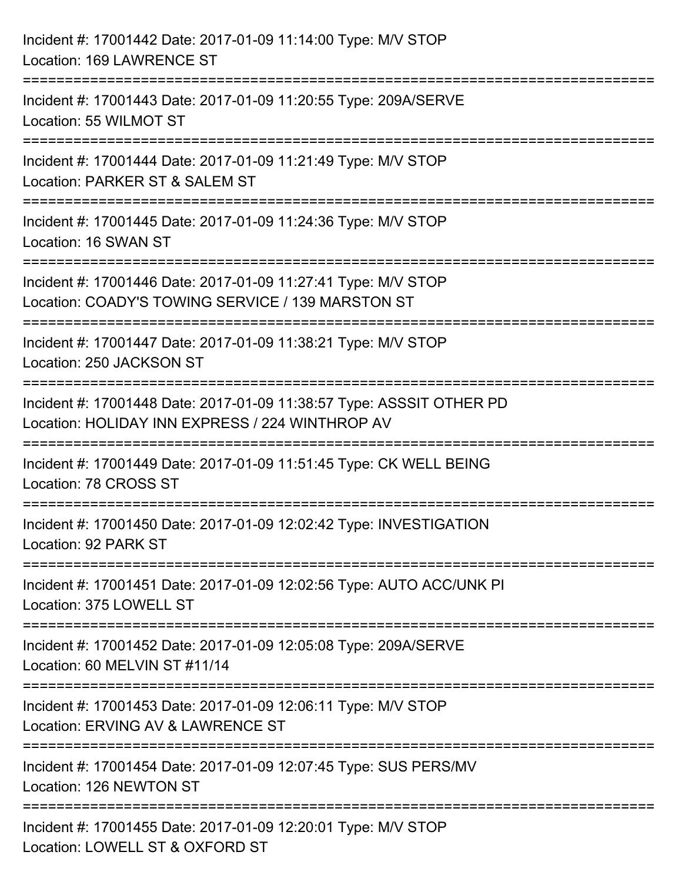Incident #: 17001442 Date: 2017-01-09 11:14:00 Type: M/V STOP
Location: 169 LAWRENCE ST

===========================================================================

Incident #: 17001443 Date: 2017-01-09 11:20:55 Type: 209A/SERVE
Location: 55 WILMOT ST

===========================================================================

Incident #: 17001444 Date: 2017-01-09 11:21:49 Type: M/V STOP
Location: PARKER ST & SALEM ST

===========================================================================

Incident #: 17001445 Date: 2017-01-09 11:24:36 Type: M/V STOP
Location: 16 SWAN ST

===========================================================================

Incident #: 17001446 Date: 2017-01-09 11:27:41 Type: M/V STOP
Location: COADY'S TOWING SERVICE / 139 MARSTON ST

===========================================================================

Incident #: 17001447 Date: 2017-01-09 11:38:21 Type: M/V STOP
Location: 250 JACKSON ST

===========================================================================

Incident #: 17001448 Date: 2017-01-09 11:38:57 Type: ASSSIT OTHER PD
Location: HOLIDAY INN EXPRESS / 224 WINTHROP AV

===========================================================================

Incident #: 17001449 Date: 2017-01-09 11:51:45 Type: CK WELL BEING
Location: 78 CROSS ST

===========================================================================

Incident #: 17001450 Date: 2017-01-09 12:02:42 Type: INVESTIGATION
Location: 92 PARK ST

===========================================================================

Incident #: 17001451 Date: 2017-01-09 12:02:56 Type: AUTO ACC/UNK PI
Location: 375 LOWELL ST

===========================================================================

Incident #: 17001452 Date: 2017-01-09 12:05:08 Type: 209A/SERVE
Location: 60 MELVIN ST #11/14

===========================================================================

Incident #: 17001453 Date: 2017-01-09 12:06:11 Type: M/V STOP
Location: ERVING AV & LAWRENCE ST

===========================================================================

Incident #: 17001454 Date: 2017-01-09 12:07:45 Type: SUS PERS/MV
Location: 126 NEWTON ST

===========================================================================

Incident #: 17001455 Date: 2017-01-09 12:20:01 Type: M/V STOP
Location: LOWELL ST & OXFORD ST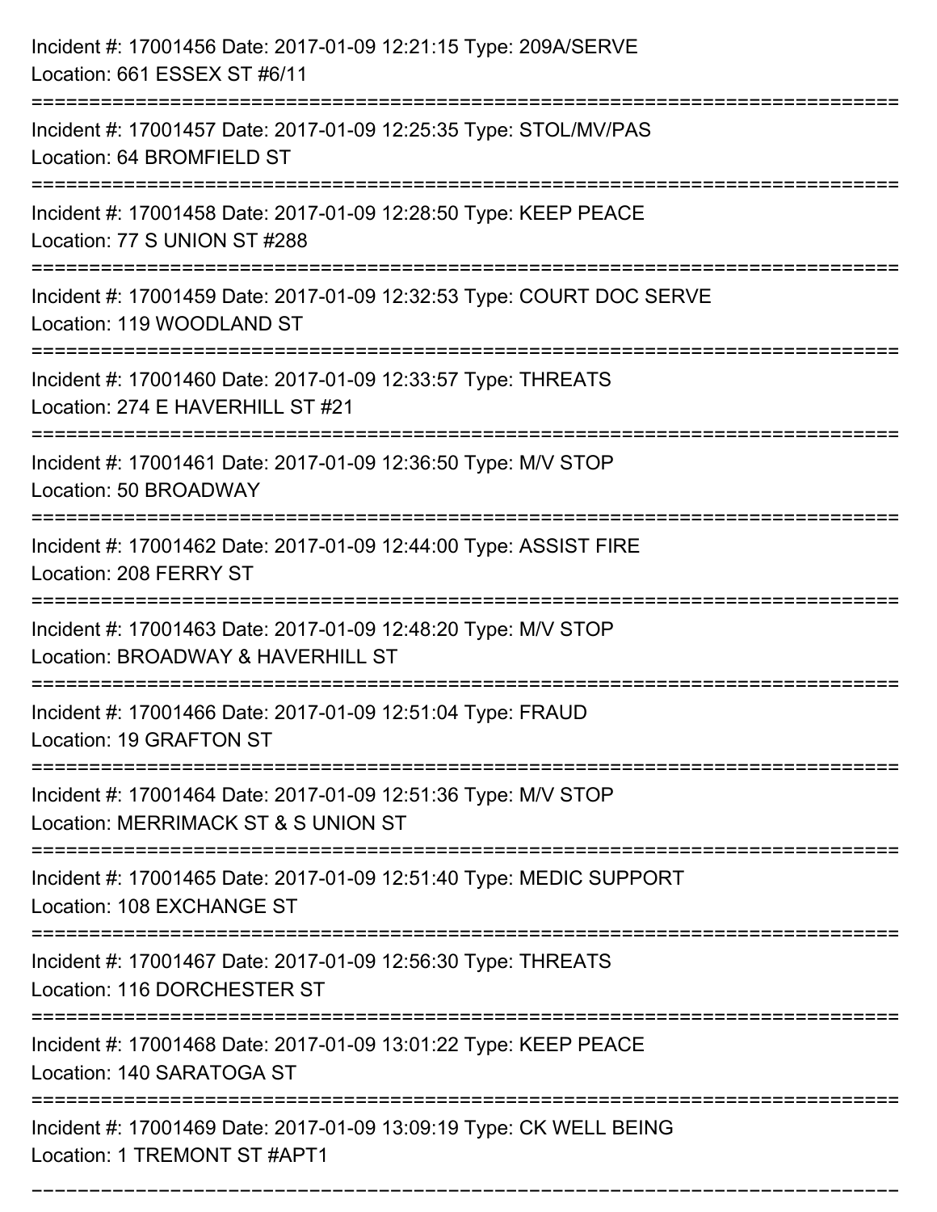Incident #: 17001456 Date: 2017-01-09 12:21:15 Type: 209A/SERVE
Location: 661 ESSEX ST #6/11

===========================================================================

Incident #: 17001457 Date: 2017-01-09 12:25:35 Type: STOL/MV/PAS
Location: 64 BROMFIELD ST

===========================================================================

Incident #: 17001458 Date: 2017-01-09 12:28:50 Type: KEEP PEACE
Location: 77 S UNION ST #288

===========================================================================

Incident #: 17001459 Date: 2017-01-09 12:32:53 Type: COURT DOC SERVE
Location: 119 WOODLAND ST

===========================================================================

Incident #: 17001460 Date: 2017-01-09 12:33:57 Type: THREATS
Location: 274 E HAVERHILL ST #21

===========================================================================

Incident #: 17001461 Date: 2017-01-09 12:36:50 Type: M/V STOP
Location: 50 BROADWAY

===========================================================================

Incident #: 17001462 Date: 2017-01-09 12:44:00 Type: ASSIST FIRE
Location: 208 FERRY ST

===========================================================================

Incident #: 17001463 Date: 2017-01-09 12:48:20 Type: M/V STOP
Location: BROADWAY & HAVERHILL ST

===========================================================================

Incident #: 17001466 Date: 2017-01-09 12:51:04 Type: FRAUD
Location: 19 GRAFTON ST

===========================================================================

Incident #: 17001464 Date: 2017-01-09 12:51:36 Type: M/V STOP
Location: MERRIMACK ST & S UNION ST

===========================================================================

Incident #: 17001465 Date: 2017-01-09 12:51:40 Type: MEDIC SUPPORT
Location: 108 EXCHANGE ST

===========================================================================

Incident #: 17001467 Date: 2017-01-09 12:56:30 Type: THREATS
Location: 116 DORCHESTER ST

===========================================================================

Incident #: 17001468 Date: 2017-01-09 13:01:22 Type: KEEP PEACE
Location: 140 SARATOGA ST

===========================================================================

Incident #: 17001469 Date: 2017-01-09 13:09:19 Type: CK WELL BEING
Location: 1 TREMONT ST #APT1

===========================================================================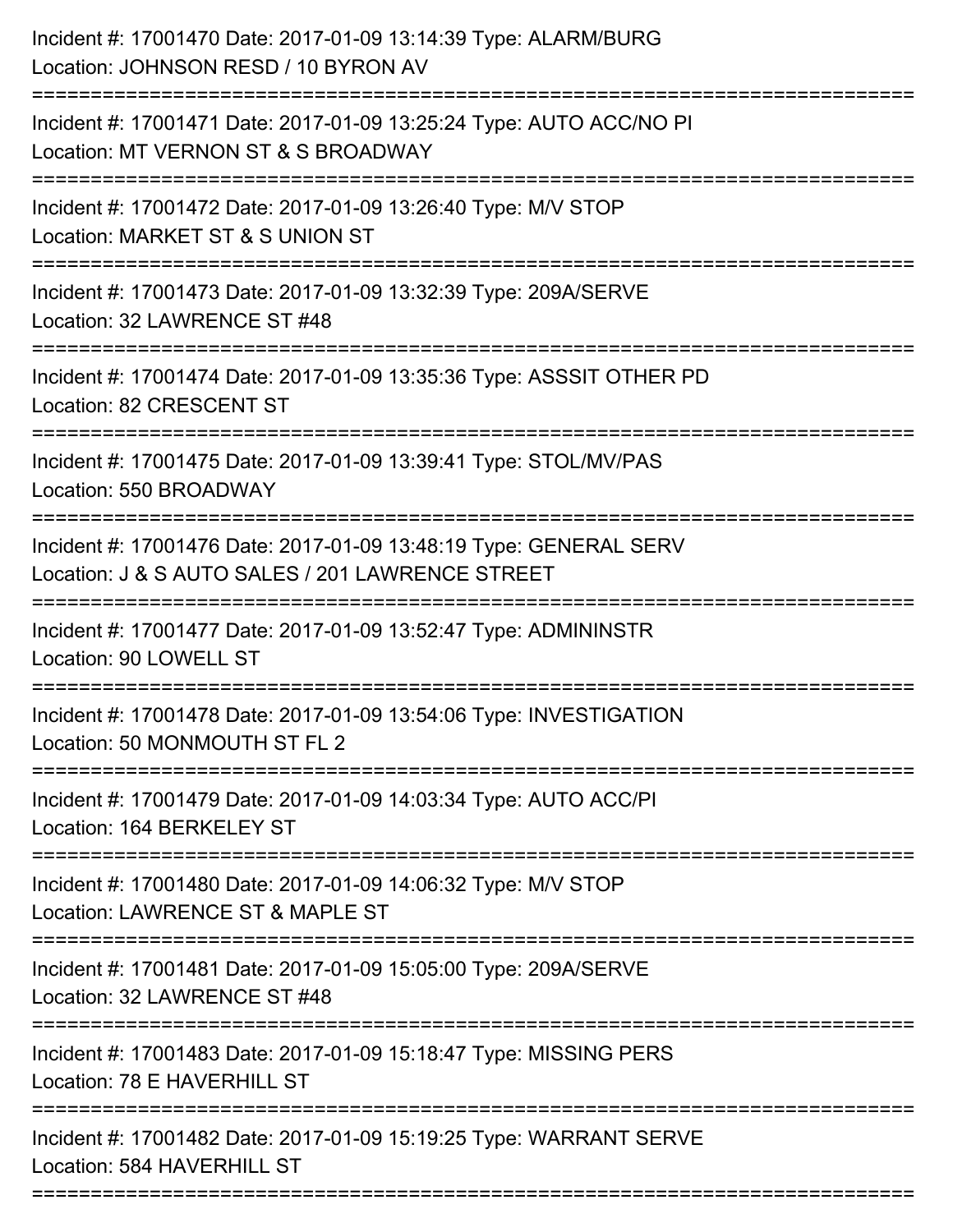Incident #: 17001470 Date: 2017-01-09 13:14:39 Type: ALARM/BURG
Location: JOHNSON RESD / 10 BYRON AV

===========================================================================

Incident #: 17001471 Date: 2017-01-09 13:25:24 Type: AUTO ACC/NO PI
Location: MT VERNON ST & S BROADWAY

===========================================================================

Incident #: 17001472 Date: 2017-01-09 13:26:40 Type: M/V STOP
Location: MARKET ST & S UNION ST

===========================================================================

Incident #: 17001473 Date: 2017-01-09 13:32:39 Type: 209A/SERVE
Location: 32 LAWRENCE ST #48

===========================================================================

Incident #: 17001474 Date: 2017-01-09 13:35:36 Type: ASSSIT OTHER PD
Location: 82 CRESCENT ST

===========================================================================

Incident #: 17001475 Date: 2017-01-09 13:39:41 Type: STOL/MV/PAS
Location: 550 BROADWAY

===========================================================================

Incident #: 17001476 Date: 2017-01-09 13:48:19 Type: GENERAL SERV
Location: J & S AUTO SALES / 201 LAWRENCE STREET

===========================================================================

Incident #: 17001477 Date: 2017-01-09 13:52:47 Type: ADMININSTR
Location: 90 LOWELL ST

===========================================================================

Incident #: 17001478 Date: 2017-01-09 13:54:06 Type: INVESTIGATION
Location: 50 MONMOUTH ST FL 2

===========================================================================

Incident #: 17001479 Date: 2017-01-09 14:03:34 Type: AUTO ACC/PI
Location: 164 BERKELEY ST

===========================================================================

Incident #: 17001480 Date: 2017-01-09 14:06:32 Type: M/V STOP
Location: LAWRENCE ST & MAPLE ST

===========================================================================

Incident #: 17001481 Date: 2017-01-09 15:05:00 Type: 209A/SERVE
Location: 32 LAWRENCE ST #48

===========================================================================

Incident #: 17001483 Date: 2017-01-09 15:18:47 Type: MISSING PERS
Location: 78 E HAVERHILL ST

===========================================================================

Incident #: 17001482 Date: 2017-01-09 15:19:25 Type: WARRANT SERVE
Location: 584 HAVERHILL ST

===========================================================================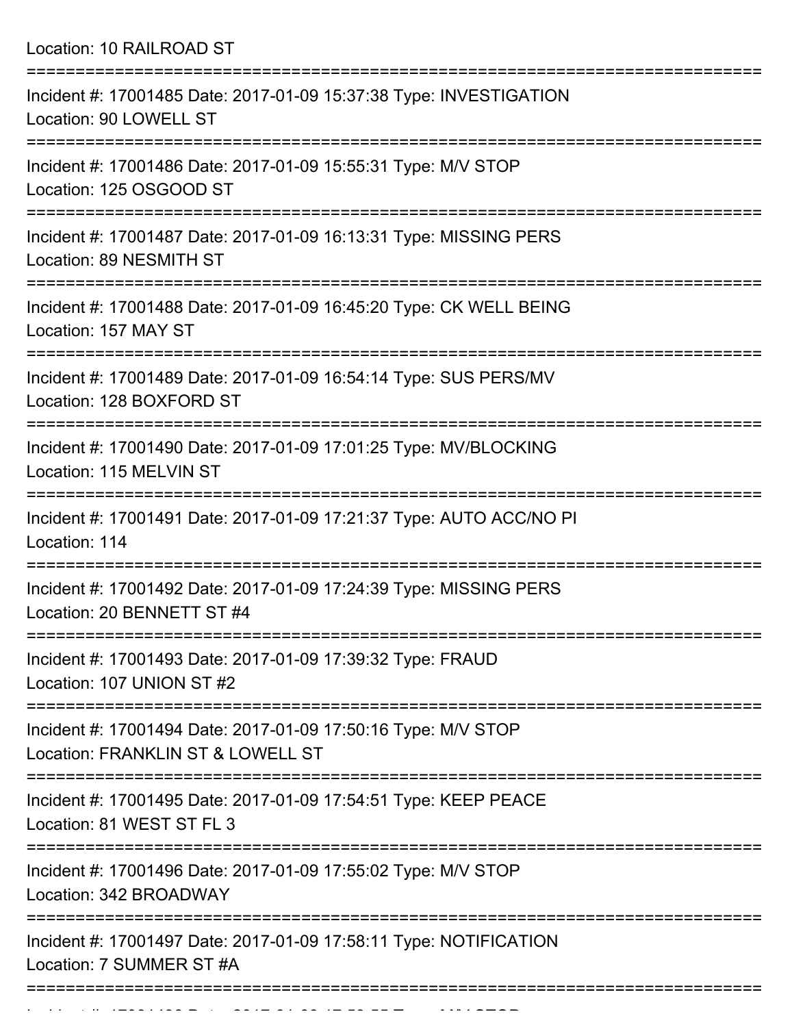Location: 10 RAILROAD ST

===========================================================================

Incident #: 17001485 Date: 2017-01-09 15:37:38 Type: INVESTIGATION
Location: 90 LOWELL ST

===========================================================================

Incident #: 17001486 Date: 2017-01-09 15:55:31 Type: M/V STOP
Location: 125 OSGOOD ST

===========================================================================

Incident #: 17001487 Date: 2017-01-09 16:13:31 Type: MISSING PERS
Location: 89 NESMITH ST

===========================================================================

Incident #: 17001488 Date: 2017-01-09 16:45:20 Type: CK WELL BEING
Location: 157 MAY ST

===========================================================================

Incident #: 17001489 Date: 2017-01-09 16:54:14 Type: SUS PERS/MV
Location: 128 BOXFORD ST

===========================================================================

Incident #: 17001490 Date: 2017-01-09 17:01:25 Type: MV/BLOCKING
Location: 115 MELVIN ST

===========================================================================

Incident #: 17001491 Date: 2017-01-09 17:21:37 Type: AUTO ACC/NO PI
Location: 114

===========================================================================

Incident #: 17001492 Date: 2017-01-09 17:24:39 Type: MISSING PERS
Location: 20 BENNETT ST #4

===========================================================================

Incident #: 17001493 Date: 2017-01-09 17:39:32 Type: FRAUD
Location: 107 UNION ST #2

===========================================================================

Incident #: 17001494 Date: 2017-01-09 17:50:16 Type: M/V STOP
Location: FRANKLIN ST & LOWELL ST

===========================================================================

Incident #: 17001495 Date: 2017-01-09 17:54:51 Type: KEEP PEACE
Location: 81 WEST ST FL 3

===========================================================================

Incident #: 17001496 Date: 2017-01-09 17:55:02 Type: M/V STOP
Location: 342 BROADWAY

===========================================================================

Incident #: 17001497 Date: 2017-01-09 17:58:11 Type: NOTIFICATION
Location: 7 SUMMER ST #A

===========================================================================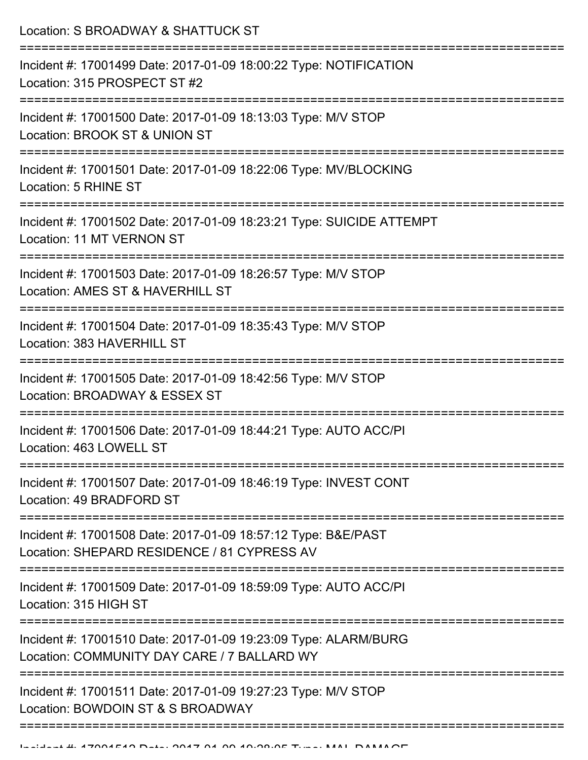Location: S BROADWAY & SHATTUCK ST

===========================================================================

Incident #: 17001499 Date: 2017-01-09 18:00:22 Type: NOTIFICATION
Location: 315 PROSPECT ST #2

===========================================================================

Incident #: 17001500 Date: 2017-01-09 18:13:03 Type: M/V STOP
Location: BROOK ST & UNION ST

===========================================================================

Incident #: 17001501 Date: 2017-01-09 18:22:06 Type: MV/BLOCKING
Location: 5 RHINE ST

===========================================================================

Incident #: 17001502 Date: 2017-01-09 18:23:21 Type: SUICIDE ATTEMPT
Location: 11 MT VERNON ST

===========================================================================

Incident #: 17001503 Date: 2017-01-09 18:26:57 Type: M/V STOP
Location: AMES ST & HAVERHILL ST

===========================================================================

Incident #: 17001504 Date: 2017-01-09 18:35:43 Type: M/V STOP
Location: 383 HAVERHILL ST

===========================================================================

Incident #: 17001505 Date: 2017-01-09 18:42:56 Type: M/V STOP
Location: BROADWAY & ESSEX ST

===========================================================================

Incident #: 17001506 Date: 2017-01-09 18:44:21 Type: AUTO ACC/PI
Location: 463 LOWELL ST

===========================================================================

Incident #: 17001507 Date: 2017-01-09 18:46:19 Type: INVEST CONT
Location: 49 BRADFORD ST

===========================================================================

Incident #: 17001508 Date: 2017-01-09 18:57:12 Type: B&E/PAST
Location: SHEPARD RESIDENCE / 81 CYPRESS AV

===========================================================================

Incident #: 17001509 Date: 2017-01-09 18:59:09 Type: AUTO ACC/PI
Location: 315 HIGH ST

===========================================================================

Incident #: 17001510 Date: 2017-01-09 19:23:09 Type: ALARM/BURG
Location: COMMUNITY DAY CARE / 7 BALLARD WY

===========================================================================

Incident #: 17001511 Date: 2017-01-09 19:27:23 Type: M/V STOP
Location: BOWDOIN ST & S BROADWAY

===========================================================================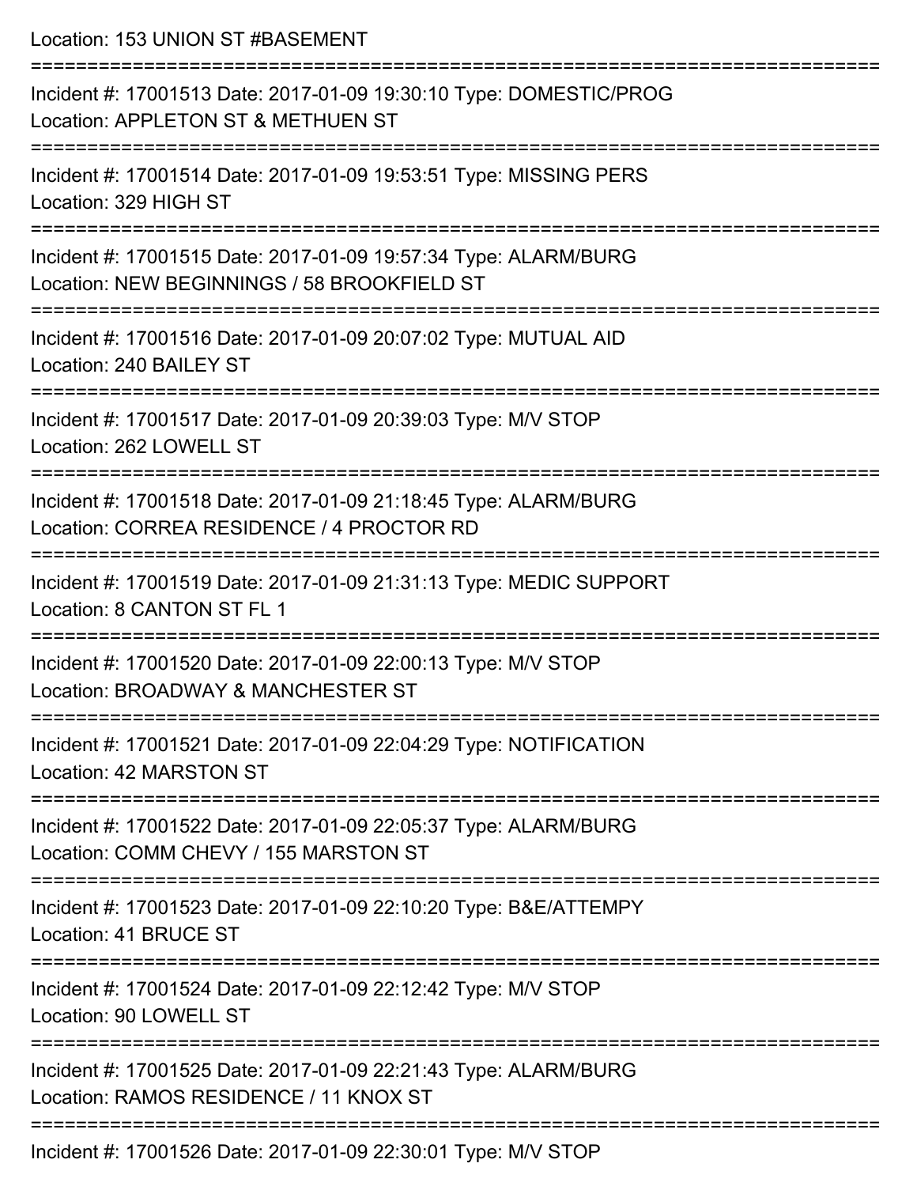Location: 153 UNION ST #BASEMENT

===========================================================================

Incident #: 17001513 Date: 2017-01-09 19:30:10 Type: DOMESTIC/PROG
Location: APPLETON ST & METHUEN ST

===========================================================================

Incident #: 17001514 Date: 2017-01-09 19:53:51 Type: MISSING PERS
Location: 329 HIGH ST

===========================================================================

Incident #: 17001515 Date: 2017-01-09 19:57:34 Type: ALARM/BURG
Location: NEW BEGINNINGS / 58 BROOKFIELD ST

===========================================================================

Incident #: 17001516 Date: 2017-01-09 20:07:02 Type: MUTUAL AID
Location: 240 BAILEY ST

===========================================================================

Incident #: 17001517 Date: 2017-01-09 20:39:03 Type: M/V STOP
Location: 262 LOWELL ST

===========================================================================

Incident #: 17001518 Date: 2017-01-09 21:18:45 Type: ALARM/BURG
Location: CORREA RESIDENCE / 4 PROCTOR RD

===========================================================================

Incident #: 17001519 Date: 2017-01-09 21:31:13 Type: MEDIC SUPPORT
Location: 8 CANTON ST FL 1

===========================================================================

Incident #: 17001520 Date: 2017-01-09 22:00:13 Type: M/V STOP
Location: BROADWAY & MANCHESTER ST

===========================================================================

Incident #: 17001521 Date: 2017-01-09 22:04:29 Type: NOTIFICATION
Location: 42 MARSTON ST

===========================================================================

Incident #: 17001522 Date: 2017-01-09 22:05:37 Type: ALARM/BURG
Location: COMM CHEVY / 155 MARSTON ST

===========================================================================

Incident #: 17001523 Date: 2017-01-09 22:10:20 Type: B&E/ATTEMPY
Location: 41 BRUCE ST

===========================================================================

Incident #: 17001524 Date: 2017-01-09 22:12:42 Type: M/V STOP
Location: 90 LOWELL ST

===========================================================================

Incident #: 17001525 Date: 2017-01-09 22:21:43 Type: ALARM/BURG
Location: RAMOS RESIDENCE / 11 KNOX ST

===========================================================================

Incident #: 17001526 Date: 2017-01-09 22:30:01 Type: M/V STOP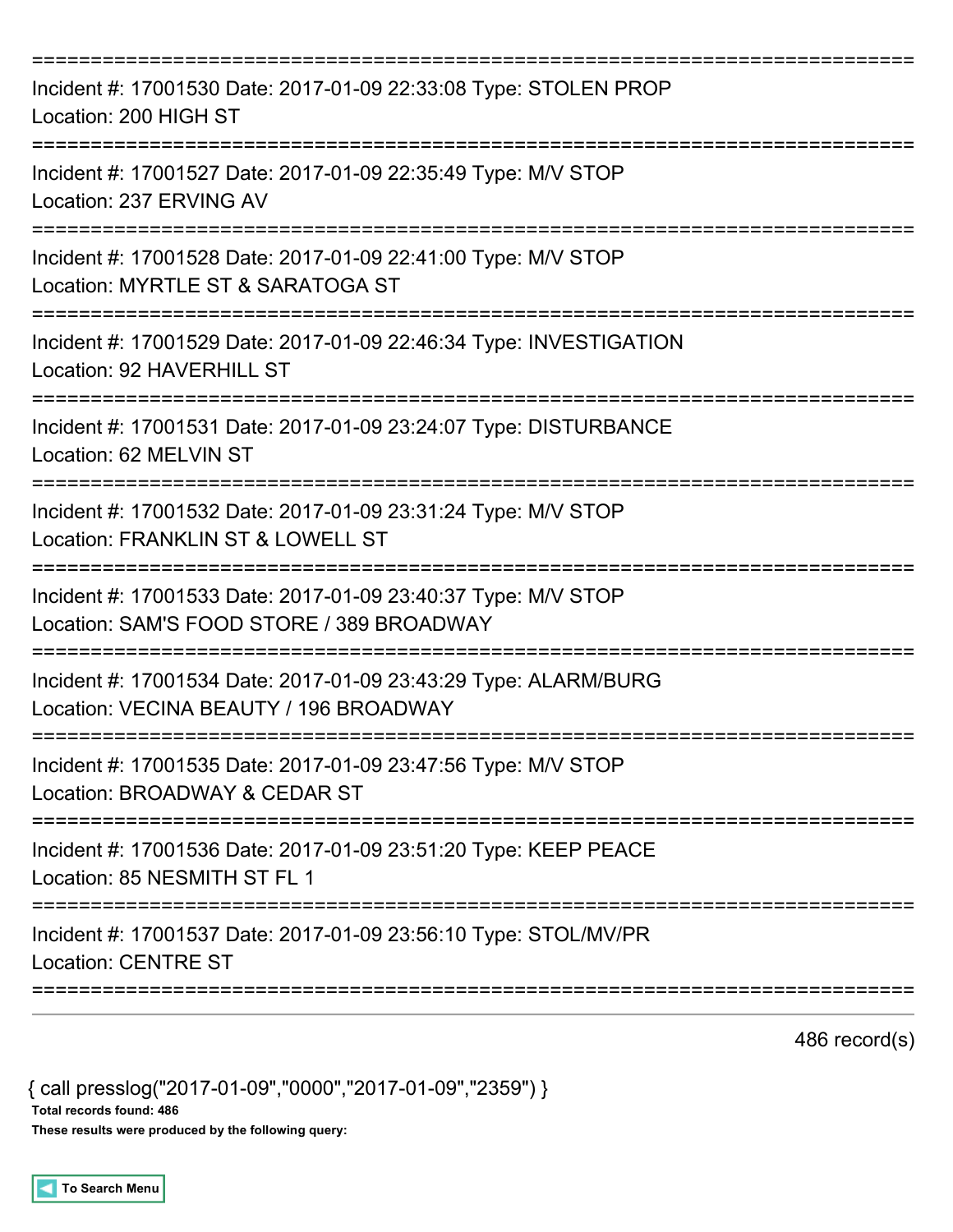===========================================================================

Incident #: 17001530 Date: 2017-01-09 22:33:08 Type: STOLEN PROP
Location: 200 HIGH ST

===========================================================================

Incident #: 17001527 Date: 2017-01-09 22:35:49 Type: M/V STOP
Location: 237 ERVING AV

===========================================================================

Incident #: 17001528 Date: 2017-01-09 22:41:00 Type: M/V STOP
Location: MYRTLE ST & SARATOGA ST

===========================================================================

Incident #: 17001529 Date: 2017-01-09 22:46:34 Type: INVESTIGATION
Location: 92 HAVERHILL ST

===========================================================================

Incident #: 17001531 Date: 2017-01-09 23:24:07 Type: DISTURBANCE
Location: 62 MELVIN ST

===========================================================================

Incident #: 17001532 Date: 2017-01-09 23:31:24 Type: M/V STOP
Location: FRANKLIN ST & LOWELL ST

===========================================================================

Incident #: 17001533 Date: 2017-01-09 23:40:37 Type: M/V STOP
Location: SAM'S FOOD STORE / 389 BROADWAY

===========================================================================

Incident #: 17001534 Date: 2017-01-09 23:43:29 Type: ALARM/BURG
Location: VECINA BEAUTY / 196 BROADWAY

===========================================================================

Incident #: 17001535 Date: 2017-01-09 23:47:56 Type: M/V STOP
Location: BROADWAY & CEDAR ST

===========================================================================

Incident #: 17001536 Date: 2017-01-09 23:51:20 Type: KEEP PEACE
Location: 85 NESMITH ST FL 1

===========================================================================

Incident #: 17001537 Date: 2017-01-09 23:56:10 Type: STOL/MV/PR
Location: CENTRE ST

===========================================================================

486 record(s)

{ call presslog("2017-01-09","0000","2017-01-09","2359") }

**Total records found: 486**

**These results were produced by the following query:**

To Search Menu